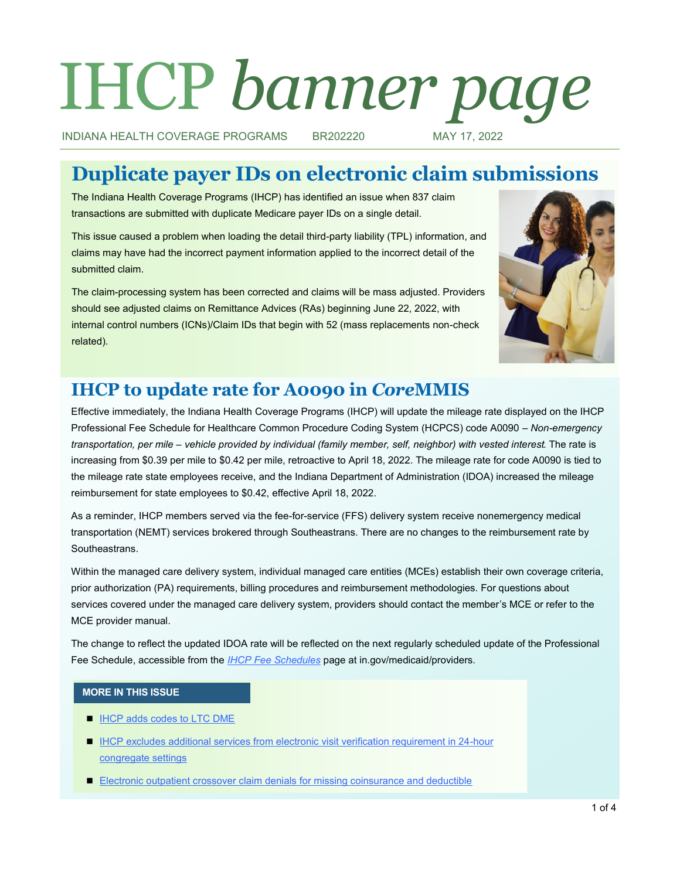# IHCP *banner page*

INDIANA HEALTH COVERAGE PROGRAMS BR202220 MAY 17, 2022

## Duplicate payer IDs on electronic claim submissions

The Indiana Health Coverage Programs (IHCP) has identified an issue when 837 claim transactions are submitted with duplicate Medicare payer IDs on a single detail.

This issue caused a problem when loading the detail third-party liability (TPL) information, and claims may have had the incorrect payment information applied to the incorrect detail of the submitted claim.

The claim-processing system has been corrected and claims will be mass adjusted. Providers should see adjusted claims on Remittance Advices (RAs) beginning June 22, 2022, with internal control numbers (ICNs)/Claim IDs that begin with 52 (mass replacements non-check related).

## IHCP to update rate for A0090 in *Core*MMIS

Effective immediately, the Indiana Health Coverage Programs (IHCP) will update the mileage rate displayed on the IHCP Professional Fee Schedule for Healthcare Common Procedure Coding System (HCPCS) code A0090 – *Non-emergency transportation, per mile – vehicle provided by individual (family member, self, neighbor) with vested interest*. The rate is increasing from $0.39 per mile to $0.42 per mile, retroactive to April 18, 2022. The mileage rate for code A0090 is tied to the mileage rate state employees receive, and the Indiana Department of Administration (IDOA) increased the mileage reimbursement for state employees to $0.42, effective April 18, 2022.

As a reminder, IHCP members served via the fee-for-service (FFS) delivery system receive nonemergency medical transportation (NEMT) services brokered through Southeastrans. There are no changes to the reimbursement rate by Southeastrans.

Within the managed care delivery system, individual managed care entities (MCEs) establish their own coverage criteria, prior authorization (PA) requirements, billing procedures and reimbursement methodologies. For questions about services covered under the managed care delivery system, providers should contact the member's MCE or refer to the MCE provider manual.

The change to reflect the updated IDOA rate will be reflected on the next regularly scheduled update of the Professional Fee Schedule, accessible from the *IHCP Fee Schedules* page at in.gov/medicaid/providers.

**MORE IN THIS ISSUE**

- IHCP adds codes to LTC DME
- IHCP excludes additional services from electronic visit verification requirement in 24-hour congregate settings
- Electronic outpatient crossover claim denials for missing coinsurance and deductible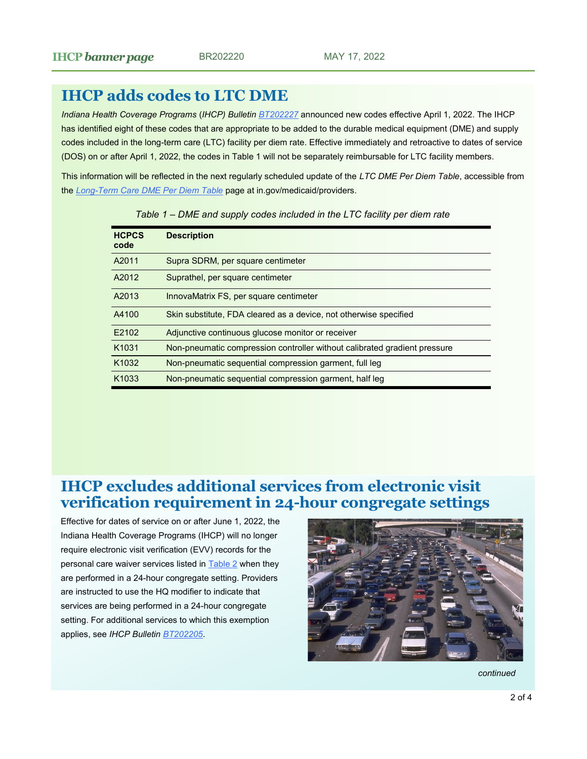# IHCP adds codes to LTC DME

*Indiana Health Coverage Programs* (*IHCP*) *Bulletin* [BT202227] announced new codes effective April 1, 2022. The IHCP has identified eight of these codes that are appropriate to be added to the durable medical equipment (DME) and supply codes included in the long-term care (LTC) facility per diem rate. Effective immediately and retroactive to dates of service (DOS) on or after April 1, 2022, the codes in Table 1 will not be separately reimbursable for LTC facility members.

This information will be reflected in the next regularly scheduled update of the *LTC DME Per Diem Table*, accessible from the *Long-Term Care DME Per Diem Table* page at in.gov/medicaid/providers.

*Table 1 – DME and supply codes included in the LTC facility per diem rate*

| HCPCS code | Description |
|---|---|
| A2011 | Supra SDRM, per square centimeter |
| A2012 | Suprathel, per square centimeter |
| A2013 | InnovaMatrix FS, per square centimeter |
| A4100 | Skin substitute, FDA cleared as a device, not otherwise specified |
| E2102 | Adjunctive continuous glucose monitor or receiver |
| K1031 | Non-pneumatic compression controller without calibrated gradient pressure |
| K1032 | Non-pneumatic sequential compression garment, full leg |
| K1033 | Non-pneumatic sequential compression garment, half leg |

# IHCP excludes additional services from electronic visit verification requirement in 24-hour congregate settings

Effective for dates of service on or after June 1, 2022, the Indiana Health Coverage Programs (IHCP) will no longer require electronic visit verification (EVV) records for the personal care waiver services listed in Table 2 when they are performed in a 24-hour congregate setting. Providers are instructed to use the HQ modifier to indicate that services are being performed in a 24-hour congregate setting. For additional services to which this exemption applies, see *IHCP Bulletin* [BT202205].

*continued*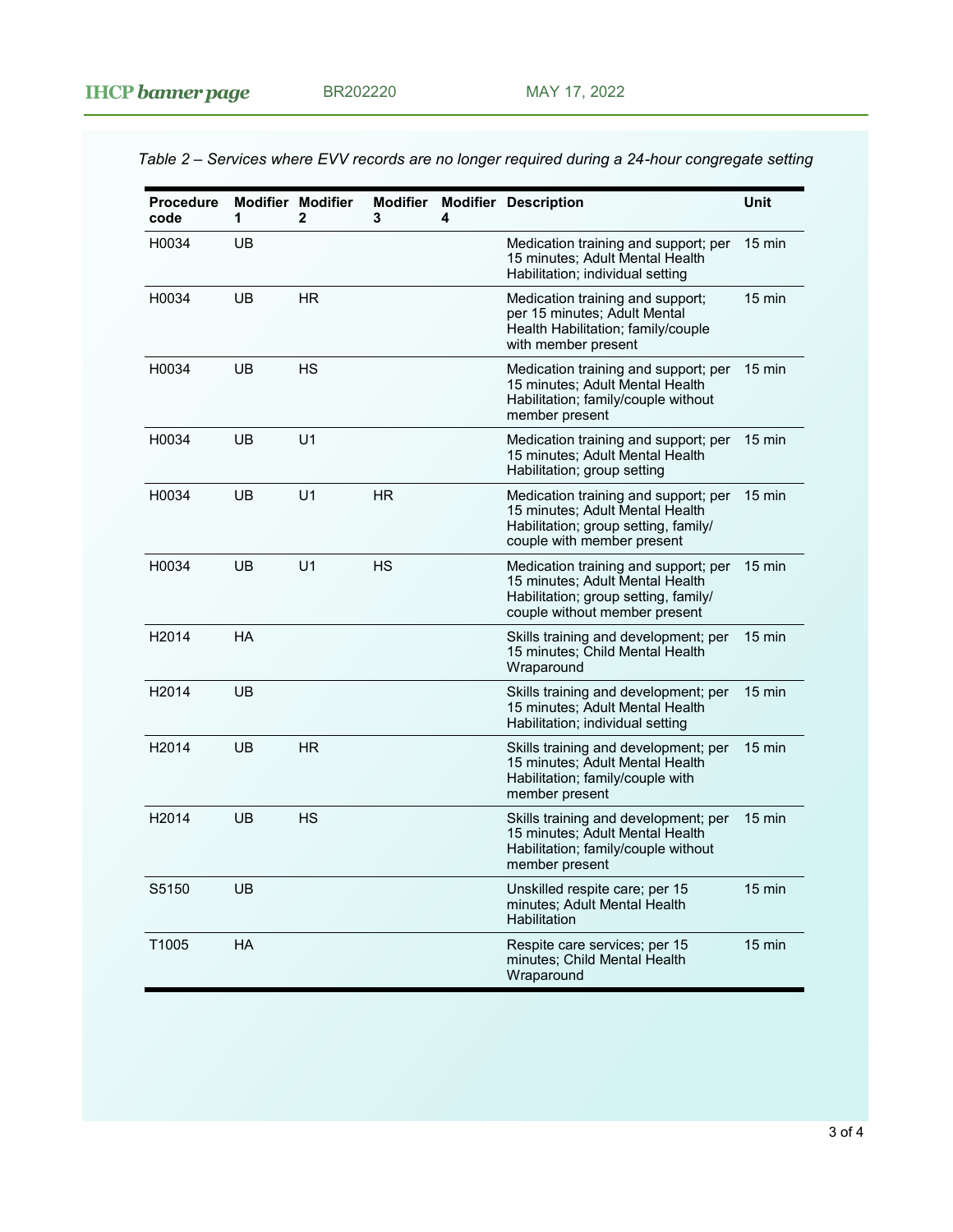*Table 2 – Services where EVV records are no longer required during a 24-hour congregate setting*

| Procedure code | Modifier 1 | Modifier 2 | Modifier 3 | Modifier 4 | Description | Unit |
|---|---|---|---|---|---|---|
| H0034 | UB | | | | Medication training and support; per 15 minutes; Adult Mental Health Habilitation; individual setting | 15 min |
| H0034 | UB | HR | | | Medication training and support; per 15 minutes; Adult Mental Health Habilitation; family/couple with member present | 15 min |
| H0034 | UB | HS | | | Medication training and support; per 15 minutes; Adult Mental Health Habilitation; family/couple without member present | 15 min |
| H0034 | UB | U1 | | | Medication training and support; per 15 minutes; Adult Mental Health Habilitation; group setting | 15 min |
| H0034 | UB | U1 | HR | | Medication training and support; per 15 minutes; Adult Mental Health Habilitation; group setting, family/couple with member present | 15 min |
| H0034 | UB | U1 | HS | | Medication training and support; per 15 minutes; Adult Mental Health Habilitation; group setting, family/couple without member present | 15 min |
| H2014 | HA | | | | Skills training and development; per 15 minutes; Child Mental Health Wraparound | 15 min |
| H2014 | UB | | | | Skills training and development; per 15 minutes; Adult Mental Health Habilitation; individual setting | 15 min |
| H2014 | UB | HR | | | Skills training and development; per 15 minutes; Adult Mental Health Habilitation; family/couple with member present | 15 min |
| H2014 | UB | HS | | | Skills training and development; per 15 minutes; Adult Mental Health Habilitation; family/couple without member present | 15 min |
| S5150 | UB | | | | Unskilled respite care; per 15 minutes; Adult Mental Health Habilitation | 15 min |
| T1005 | HA | | | | Respite care services; per 15 minutes; Child Mental Health Wraparound | 15 min |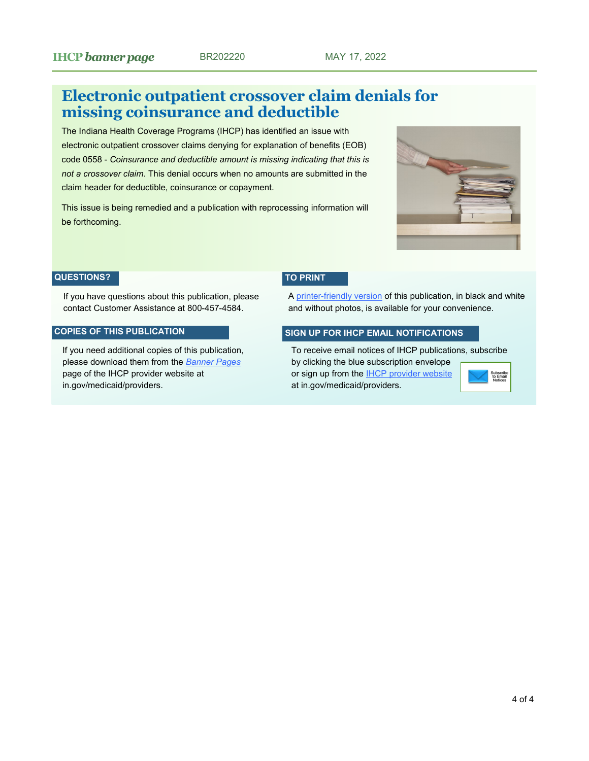# Electronic outpatient crossover claim denials for missing coinsurance and deductible

The Indiana Health Coverage Programs (IHCP) has identified an issue with electronic outpatient crossover claims denying for explanation of benefits (EOB) code 0558 - *Coinsurance and deductible amount is missing indicating that this is not a crossover claim*. This denial occurs when no amounts are submitted in the claim header for deductible, coinsurance or copayment.

This issue is being remedied and a publication with reprocessing information will be forthcoming.

## QUESTIONS?

If you have questions about this publication, please contact Customer Assistance at 800-457-4584.

## COPIES OF THIS PUBLICATION

If you need additional copies of this publication, please download them from the *Banner Pages* page of the IHCP provider website at in.gov/medicaid/providers.

## TO PRINT

A printer-friendly version of this publication, in black and white and without photos, is available for your convenience.

## SIGN UP FOR IHCP EMAIL NOTIFICATIONS

To receive email notices of IHCP publications, subscribe by clicking the blue subscription envelope or sign up from the IHCP provider website at in.gov/medicaid/providers.

Subscribe to Email Notices